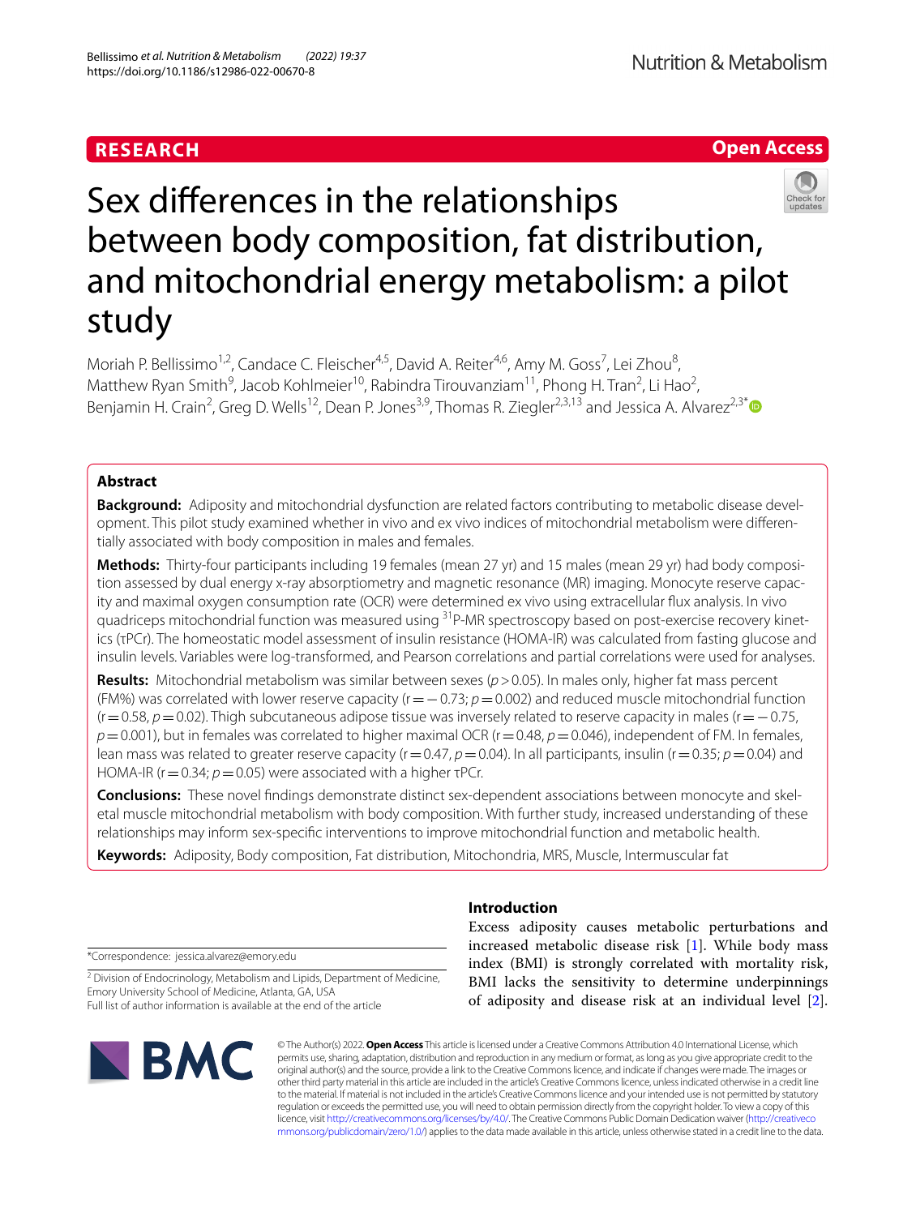RESEARCH

Open Access

# Sex differences in the relationships between body composition, fat distribution, and mitochondrial energy metabolism: a pilot study

Moriah P. Bellissimo[1,2], Candace C. Fleischer[4,5], David A. Reiter[4,6], Amy M. Goss[7], Lei Zhou[8], Matthew Ryan Smith[9], Jacob Kohlmeier[10], Rabindra Tirouvanziam[11], Phong H. Tran[2], Li Hao[2], Benjamin H. Crain[2], Greg D. Wells[12], Dean P. Jones[3,9], Thomas R. Ziegler[2,3,13] and Jessica A. Alvarez[2,3*]

## Abstract

**Background:** Adiposity and mitochondrial dysfunction are related factors contributing to metabolic disease development. This pilot study examined whether in vivo and ex vivo indices of mitochondrial metabolism were differentially associated with body composition in males and females.

**Methods:** Thirty-four participants including 19 females (mean 27 yr) and 15 males (mean 29 yr) had body composition assessed by dual energy x-ray absorptiometry and magnetic resonance (MR) imaging. Monocyte reserve capacity and maximal oxygen consumption rate (OCR) were determined ex vivo using extracellular flux analysis. In vivo quadriceps mitochondrial function was measured using $^{31}$P-MR spectroscopy based on post-exercise recovery kinetics (τPCr). The homeostatic model assessment of insulin resistance (HOMA-IR) was calculated from fasting glucose and insulin levels. Variables were log-transformed, and Pearson correlations and partial correlations were used for analyses.

**Results:** Mitochondrial metabolism was similar between sexes ($p > 0.05$). In males only, higher fat mass percent (FM%) was correlated with lower reserve capacity ($r = -0.73$; $p = 0.002$) and reduced muscle mitochondrial function ($r = 0.58$, $p = 0.02$). Thigh subcutaneous adipose tissue was inversely related to reserve capacity in males ($r = -0.75$, $p = 0.001$), but in females was correlated to higher maximal OCR ($r = 0.48$, $p = 0.046$), independent of FM. In females, lean mass was related to greater reserve capacity ($r = 0.47$, $p = 0.04$). In all participants, insulin ($r = 0.35$; $p = 0.04$) and HOMA-IR ($r = 0.34$; $p = 0.05$) were associated with a higher τPCr.

**Conclusions:** These novel findings demonstrate distinct sex-dependent associations between monocyte and skeletal muscle mitochondrial metabolism with body composition. With further study, increased understanding of these relationships may inform sex-specific interventions to improve mitochondrial function and metabolic health.

**Keywords:** Adiposity, Body composition, Fat distribution, Mitochondria, MRS, Muscle, Intermuscular fat

## Introduction

Excess adiposity causes metabolic perturbations and increased metabolic disease risk [1]. While body mass index (BMI) is strongly correlated with mortality risk, BMI lacks the sensitivity to determine underpinnings of adiposity and disease risk at an individual level [2].

*Correspondence: jessica.alvarez@emory.edu

[2] Division of Endocrinology, Metabolism and Lipids, Department of Medicine, Emory University School of Medicine, Atlanta, GA, USA

Full list of author information is available at the end of the article

© The Author(s) 2022. **Open Access** This article is licensed under a Creative Commons Attribution 4.0 International License, which permits use, sharing, adaptation, distribution and reproduction in any medium or format, as long as you give appropriate credit to the original author(s) and the source, provide a link to the Creative Commons licence, and indicate if changes were made. The images or other third party material in this article are included in the article's Creative Commons licence, unless indicated otherwise in a credit line to the material. If material is not included in the article's Creative Commons licence and your intended use is not permitted by statutory regulation or exceeds the permitted use, you will need to obtain permission directly from the copyright holder. To view a copy of this licence, visit http://creativecommons.org/licenses/by/4.0/. The Creative Commons Public Domain Dedication waiver (http://creativecommons.org/publicdomain/zero/1.0/) applies to the data made available in this article, unless otherwise stated in a credit line to the data.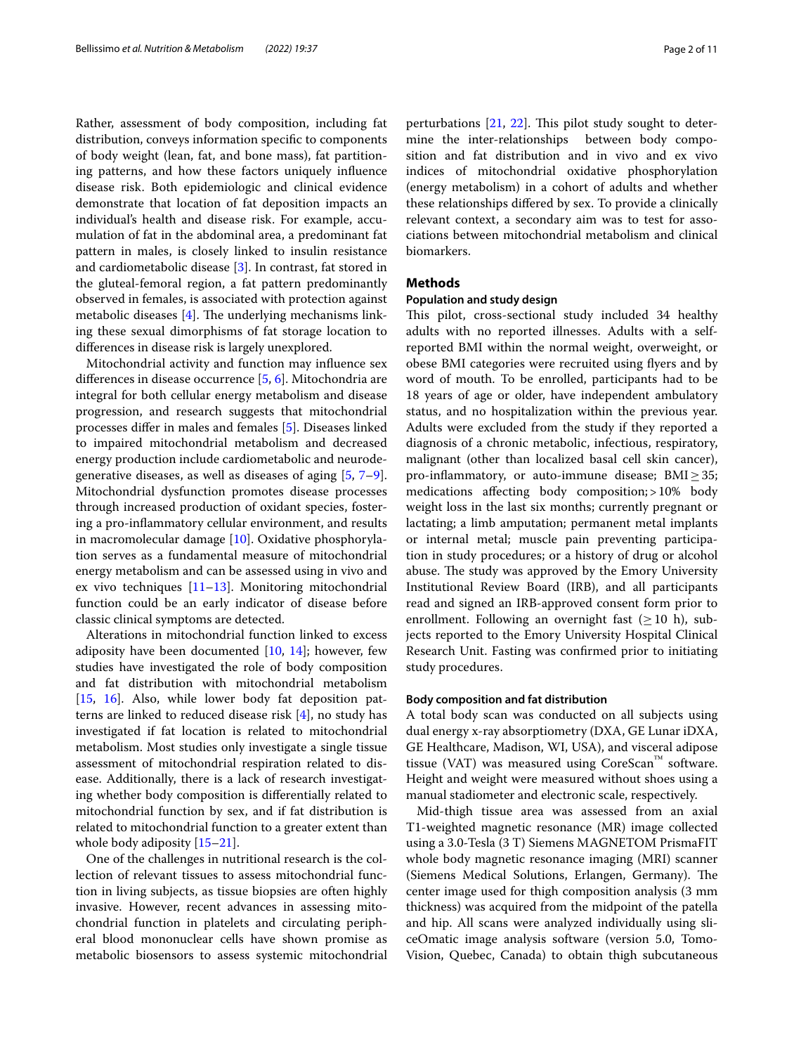Rather, assessment of body composition, including fat distribution, conveys information specific to components of body weight (lean, fat, and bone mass), fat partitioning patterns, and how these factors uniquely influence disease risk. Both epidemiologic and clinical evidence demonstrate that location of fat deposition impacts an individual's health and disease risk. For example, accumulation of fat in the abdominal area, a predominant fat pattern in males, is closely linked to insulin resistance and cardiometabolic disease [3]. In contrast, fat stored in the gluteal-femoral region, a fat pattern predominantly observed in females, is associated with protection against metabolic diseases [4]. The underlying mechanisms linking these sexual dimorphisms of fat storage location to differences in disease risk is largely unexplored.

Mitochondrial activity and function may influence sex differences in disease occurrence [5, 6]. Mitochondria are integral for both cellular energy metabolism and disease progression, and research suggests that mitochondrial processes differ in males and females [5]. Diseases linked to impaired mitochondrial metabolism and decreased energy production include cardiometabolic and neurodegenerative diseases, as well as diseases of aging [5, 7–9]. Mitochondrial dysfunction promotes disease processes through increased production of oxidant species, fostering a pro-inflammatory cellular environment, and results in macromolecular damage [10]. Oxidative phosphorylation serves as a fundamental measure of mitochondrial energy metabolism and can be assessed using in vivo and ex vivo techniques [11–13]. Monitoring mitochondrial function could be an early indicator of disease before classic clinical symptoms are detected.

Alterations in mitochondrial function linked to excess adiposity have been documented [10, 14]; however, few studies have investigated the role of body composition and fat distribution with mitochondrial metabolism [15, 16]. Also, while lower body fat deposition patterns are linked to reduced disease risk [4], no study has investigated if fat location is related to mitochondrial metabolism. Most studies only investigate a single tissue assessment of mitochondrial respiration related to disease. Additionally, there is a lack of research investigating whether body composition is differentially related to mitochondrial function by sex, and if fat distribution is related to mitochondrial function to a greater extent than whole body adiposity [15–21].

One of the challenges in nutritional research is the collection of relevant tissues to assess mitochondrial function in living subjects, as tissue biopsies are often highly invasive. However, recent advances in assessing mitochondrial function in platelets and circulating peripheral blood mononuclear cells have shown promise as metabolic biosensors to assess systemic mitochondrial perturbations [21, 22]. This pilot study sought to determine the inter-relationships between body composition and fat distribution and in vivo and ex vivo indices of mitochondrial oxidative phosphorylation (energy metabolism) in a cohort of adults and whether these relationships differed by sex. To provide a clinically relevant context, a secondary aim was to test for associations between mitochondrial metabolism and clinical biomarkers.

## Methods

### Population and study design

This pilot, cross-sectional study included 34 healthy adults with no reported illnesses. Adults with a self-reported BMI within the normal weight, overweight, or obese BMI categories were recruited using flyers and by word of mouth. To be enrolled, participants had to be 18 years of age or older, have independent ambulatory status, and no hospitalization within the previous year. Adults were excluded from the study if they reported a diagnosis of a chronic metabolic, infectious, respiratory, malignant (other than localized basal cell skin cancer), pro-inflammatory, or auto-immune disease; BMI $\geq$ 35; medications affecting body composition; > 10% body weight loss in the last six months; currently pregnant or lactating; a limb amputation; permanent metal implants or internal metal; muscle pain preventing participation in study procedures; or a history of drug or alcohol abuse. The study was approved by the Emory University Institutional Review Board (IRB), and all participants read and signed an IRB-approved consent form prior to enrollment. Following an overnight fast ($\geq$ 10 h), subjects reported to the Emory University Hospital Clinical Research Unit. Fasting was confirmed prior to initiating study procedures.

### Body composition and fat distribution

A total body scan was conducted on all subjects using dual energy x-ray absorptiometry (DXA, GE Lunar iDXA, GE Healthcare, Madison, WI, USA), and visceral adipose tissue (VAT) was measured using CoreScan™ software. Height and weight were measured without shoes using a manual stadiometer and electronic scale, respectively.

Mid-thigh tissue area was assessed from an axial T1-weighted magnetic resonance (MR) image collected using a 3.0-Tesla (3 T) Siemens MAGNETOM PrismaFIT whole body magnetic resonance imaging (MRI) scanner (Siemens Medical Solutions, Erlangen, Germany). The center image used for thigh composition analysis (3 mm thickness) was acquired from the midpoint of the patella and hip. All scans were analyzed individually using sliceOmatic image analysis software (version 5.0, TomoVision, Quebec, Canada) to obtain thigh subcutaneous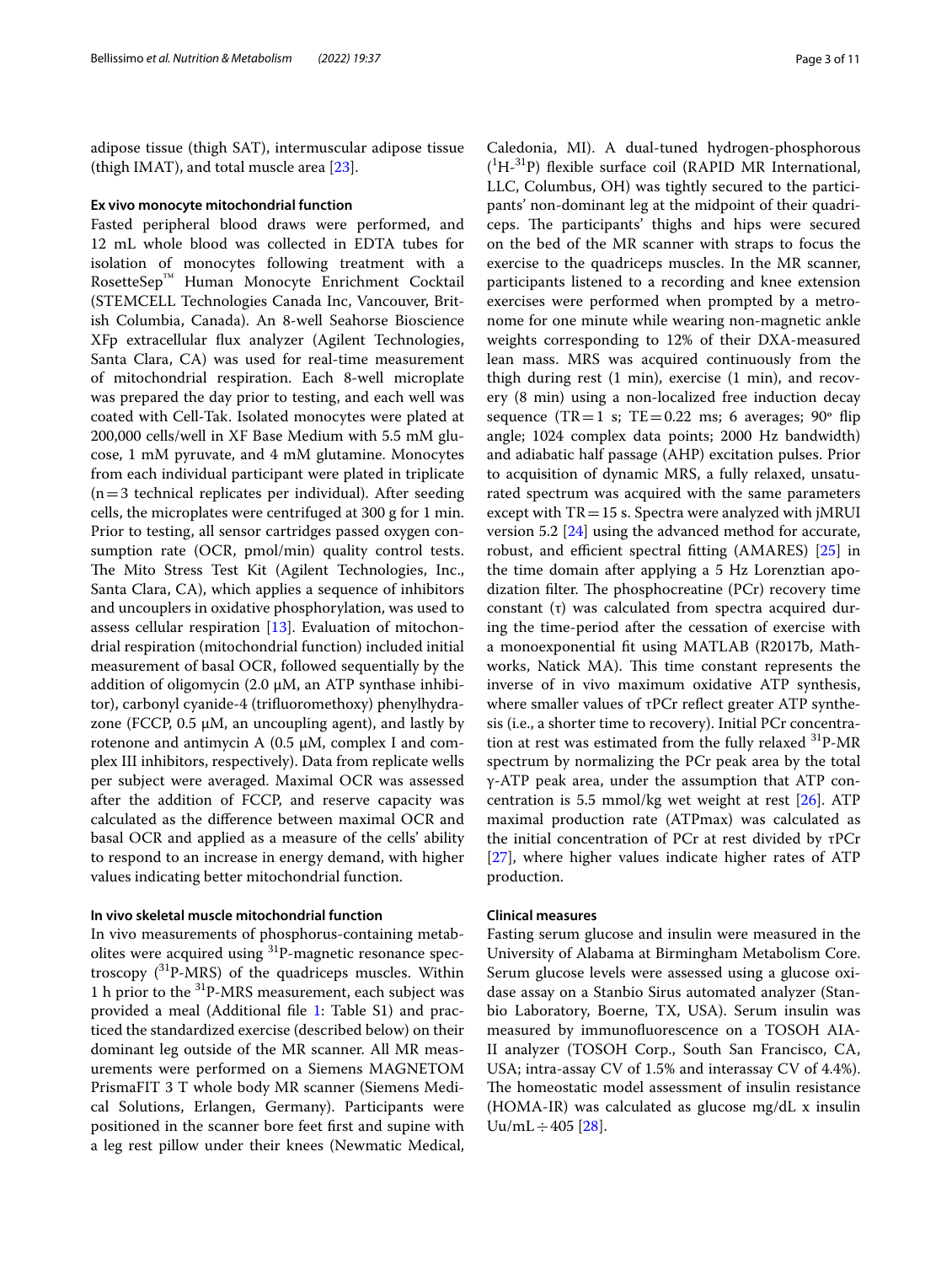adipose tissue (thigh SAT), intermuscular adipose tissue (thigh IMAT), and total muscle area [23].

### Ex vivo monocyte mitochondrial function

Fasted peripheral blood draws were performed, and 12 mL whole blood was collected in EDTA tubes for isolation of monocytes following treatment with a RosetteSep™ Human Monocyte Enrichment Cocktail (STEMCELL Technologies Canada Inc, Vancouver, British Columbia, Canada). An 8-well Seahorse Bioscience XFp extracellular flux analyzer (Agilent Technologies, Santa Clara, CA) was used for real-time measurement of mitochondrial respiration. Each 8-well microplate was prepared the day prior to testing, and each well was coated with Cell-Tak. Isolated monocytes were plated at 200,000 cells/well in XF Base Medium with 5.5 mM glucose, 1 mM pyruvate, and 4 mM glutamine. Monocytes from each individual participant were plated in triplicate (n = 3 technical replicates per individual). After seeding cells, the microplates were centrifuged at 300 g for 1 min. Prior to testing, all sensor cartridges passed oxygen consumption rate (OCR, pmol/min) quality control tests. The Mito Stress Test Kit (Agilent Technologies, Inc., Santa Clara, CA), which applies a sequence of inhibitors and uncouplers in oxidative phosphorylation, was used to assess cellular respiration [13]. Evaluation of mitochondrial respiration (mitochondrial function) included initial measurement of basal OCR, followed sequentially by the addition of oligomycin (2.0 µM, an ATP synthase inhibitor), carbonyl cyanide-4 (trifluoromethoxy) phenylhydrazone (FCCP, 0.5 µM, an uncoupling agent), and lastly by rotenone and antimycin A (0.5 µM, complex I and complex III inhibitors, respectively). Data from replicate wells per subject were averaged. Maximal OCR was assessed after the addition of FCCP, and reserve capacity was calculated as the difference between maximal OCR and basal OCR and applied as a measure of the cells' ability to respond to an increase in energy demand, with higher values indicating better mitochondrial function.

### In vivo skeletal muscle mitochondrial function

In vivo measurements of phosphorus-containing metabolites were acquired using $^{31}$P-magnetic resonance spectroscopy ($^{31}$P-MRS) of the quadriceps muscles. Within 1 h prior to the $^{31}$P-MRS measurement, each subject was provided a meal (Additional file 1: Table S1) and practiced the standardized exercise (described below) on their dominant leg outside of the MR scanner. All MR measurements were performed on a Siemens MAGNETOM PrismaFIT 3 T whole body MR scanner (Siemens Medical Solutions, Erlangen, Germany). Participants were positioned in the scanner bore feet first and supine with a leg rest pillow under their knees (Newmatic Medical, Caledonia, MI). A dual-tuned hydrogen-phosphorous ($^{1}$H-$^{31}$P) flexible surface coil (RAPID MR International, LLC, Columbus, OH) was tightly secured to the participants' non-dominant leg at the midpoint of their quadriceps. The participants' thighs and hips were secured on the bed of the MR scanner with straps to focus the exercise to the quadriceps muscles. In the MR scanner, participants listened to a recording and knee extension exercises were performed when prompted by a metronome for one minute while wearing non-magnetic ankle weights corresponding to 12% of their DXA-measured lean mass. MRS was acquired continuously from the thigh during rest (1 min), exercise (1 min), and recovery (8 min) using a non-localized free induction decay sequence (TR = 1 s; TE = 0.22 ms; 6 averages; 90° flip angle; 1024 complex data points; 2000 Hz bandwidth) and adiabatic half passage (AHP) excitation pulses. Prior to acquisition of dynamic MRS, a fully relaxed, unsaturated spectrum was acquired with the same parameters except with TR = 15 s. Spectra were analyzed with jMRUI version 5.2 [24] using the advanced method for accurate, robust, and efficient spectral fitting (AMARES) [25] in the time domain after applying a 5 Hz Lorenztian apodization filter. The phosphocreatine (PCr) recovery time constant ($\tau$) was calculated from spectra acquired during the time-period after the cessation of exercise with a monoexponential fit using MATLAB (R2017b, Mathworks, Natick MA). This time constant represents the inverse of in vivo maximum oxidative ATP synthesis, where smaller values of $\tau$PCr reflect greater ATP synthesis (i.e., a shorter time to recovery). Initial PCr concentration at rest was estimated from the fully relaxed $^{31}$P-MR spectrum by normalizing the PCr peak area by the total $\gamma$-ATP peak area, under the assumption that ATP concentration is 5.5 mmol/kg wet weight at rest [26]. ATP maximal production rate (ATPmax) was calculated as the initial concentration of PCr at rest divided by $\tau$PCr [27], where higher values indicate higher rates of ATP production.

### Clinical measures

Fasting serum glucose and insulin were measured in the University of Alabama at Birmingham Metabolism Core. Serum glucose levels were assessed using a glucose oxidase assay on a Stanbio Sirus automated analyzer (Stanbio Laboratory, Boerne, TX, USA). Serum insulin was measured by immunofluorescence on a TOSOH AIA-II analyzer (TOSOH Corp., South San Francisco, CA, USA; intra-assay CV of 1.5% and interassay CV of 4.4%). The homeostatic model assessment of insulin resistance (HOMA-IR) was calculated as glucose mg/dL x insulin Uu/mL ÷ 405 [28].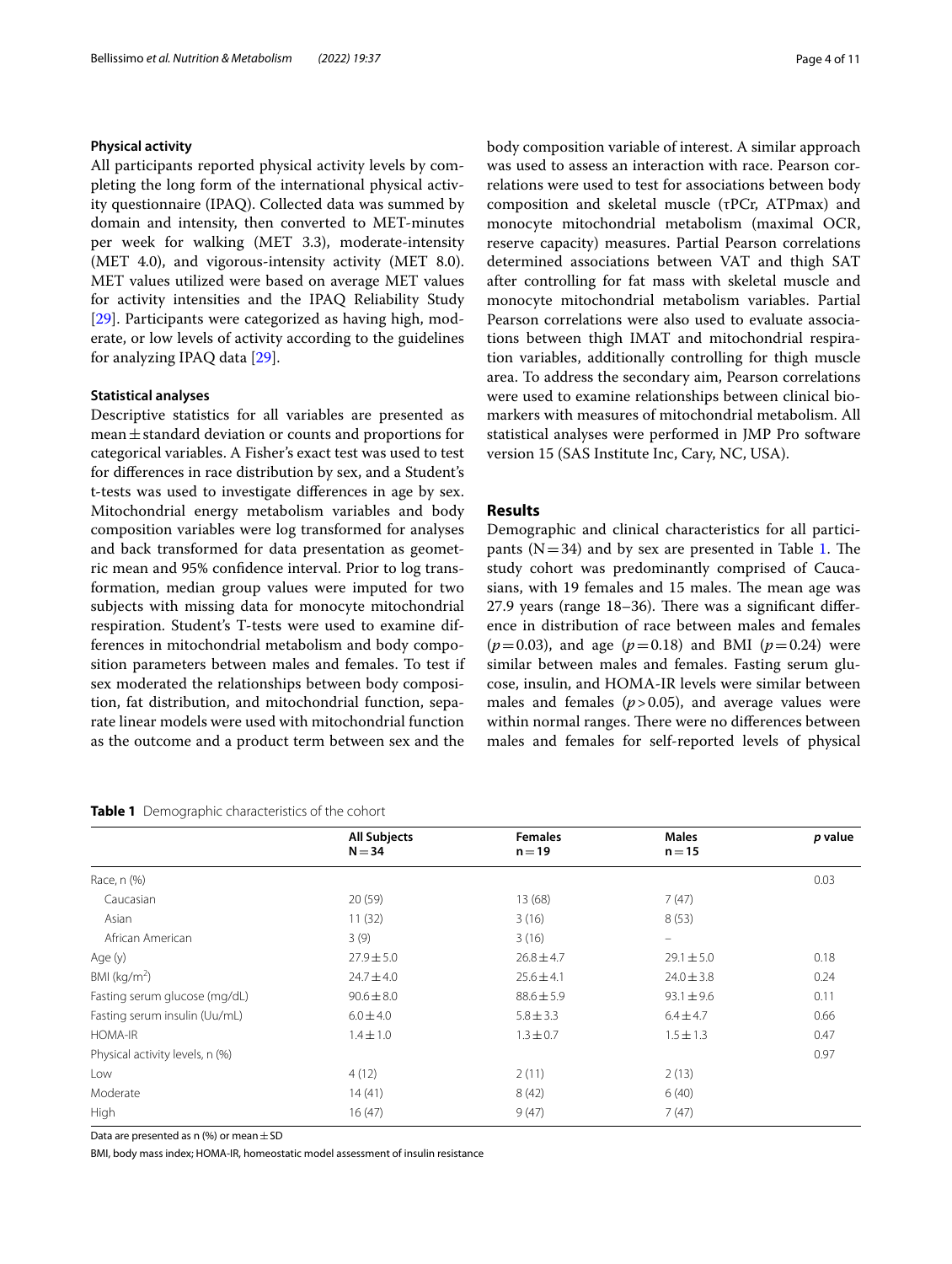#### Physical activity

All participants reported physical activity levels by completing the long form of the international physical activity questionnaire (IPAQ). Collected data was summed by domain and intensity, then converted to MET-minutes per week for walking (MET 3.3), moderate-intensity (MET 4.0), and vigorous-intensity activity (MET 8.0). MET values utilized were based on average MET values for activity intensities and the IPAQ Reliability Study [29]. Participants were categorized as having high, moderate, or low levels of activity according to the guidelines for analyzing IPAQ data [29].

#### Statistical analyses

Descriptive statistics for all variables are presented as mean ± standard deviation or counts and proportions for categorical variables. A Fisher's exact test was used to test for differences in race distribution by sex, and a Student's t-tests was used to investigate differences in age by sex. Mitochondrial energy metabolism variables and body composition variables were log transformed for analyses and back transformed for data presentation as geometric mean and 95% confidence interval. Prior to log transformation, median group values were imputed for two subjects with missing data for monocyte mitochondrial respiration. Student's T-tests were used to examine differences in mitochondrial metabolism and body composition parameters between males and females. To test if sex moderated the relationships between body composition, fat distribution, and mitochondrial function, separate linear models were used with mitochondrial function as the outcome and a product term between sex and the body composition variable of interest. A similar approach was used to assess an interaction with race. Pearson correlations were used to test for associations between body composition and skeletal muscle (τPCr, ATPmax) and monocyte mitochondrial metabolism (maximal OCR, reserve capacity) measures. Partial Pearson correlations determined associations between VAT and thigh SAT after controlling for fat mass with skeletal muscle and monocyte mitochondrial metabolism variables. Partial Pearson correlations were also used to evaluate associations between thigh IMAT and mitochondrial respiration variables, additionally controlling for thigh muscle area. To address the secondary aim, Pearson correlations were used to examine relationships between clinical biomarkers with measures of mitochondrial metabolism. All statistical analyses were performed in JMP Pro software version 15 (SAS Institute Inc, Cary, NC, USA).

## Results

Demographic and clinical characteristics for all participants (N = 34) and by sex are presented in Table 1. The study cohort was predominantly comprised of Caucasians, with 19 females and 15 males. The mean age was 27.9 years (range 18–36). There was a significant difference in distribution of race between males and females ($p = 0.03$), and age ($p = 0.18$) and BMI ($p = 0.24$) were similar between males and females. Fasting serum glucose, insulin, and HOMA-IR levels were similar between males and females ($p > 0.05$), and average values were within normal ranges. There were no differences between males and females for self-reported levels of physical

**Table 1** Demographic characteristics of the cohort

| | All Subjects N = 34 | Females n = 19 | Males n = 15 | *p* value |
|---|---|---|---|---|
| Race, n (%) | | | | 0.03 |
| Caucasian | 20 (59) | 13 (68) | 7 (47) | |
| Asian | 11 (32) | 3 (16) | 8 (53) | |
| African American | 3 (9) | 3 (16) | – | |
| Age (y) | 27.9 ± 5.0 | 26.8 ± 4.7 | 29.1 ± 5.0 | 0.18 |
| BMI (kg/m$^2$) | 24.7 ± 4.0 | 25.6 ± 4.1 | 24.0 ± 3.8 | 0.24 |
| Fasting serum glucose (mg/dL) | 90.6 ± 8.0 | 88.6 ± 5.9 | 93.1 ± 9.6 | 0.11 |
| Fasting serum insulin (Uu/mL) | 6.0 ± 4.0 | 5.8 ± 3.3 | 6.4 ± 4.7 | 0.66 |
| HOMA-IR | 1.4 ± 1.0 | 1.3 ± 0.7 | 1.5 ± 1.3 | 0.47 |
| Physical activity levels, n (%) | | | | 0.97 |
| Low | 4 (12) | 2 (11) | 2 (13) | |
| Moderate | 14 (41) | 8 (42) | 6 (40) | |
| High | 16 (47) | 9 (47) | 7 (47) | |

Data are presented as n (%) or mean ± SD

BMI, body mass index; HOMA-IR, homeostatic model assessment of insulin resistance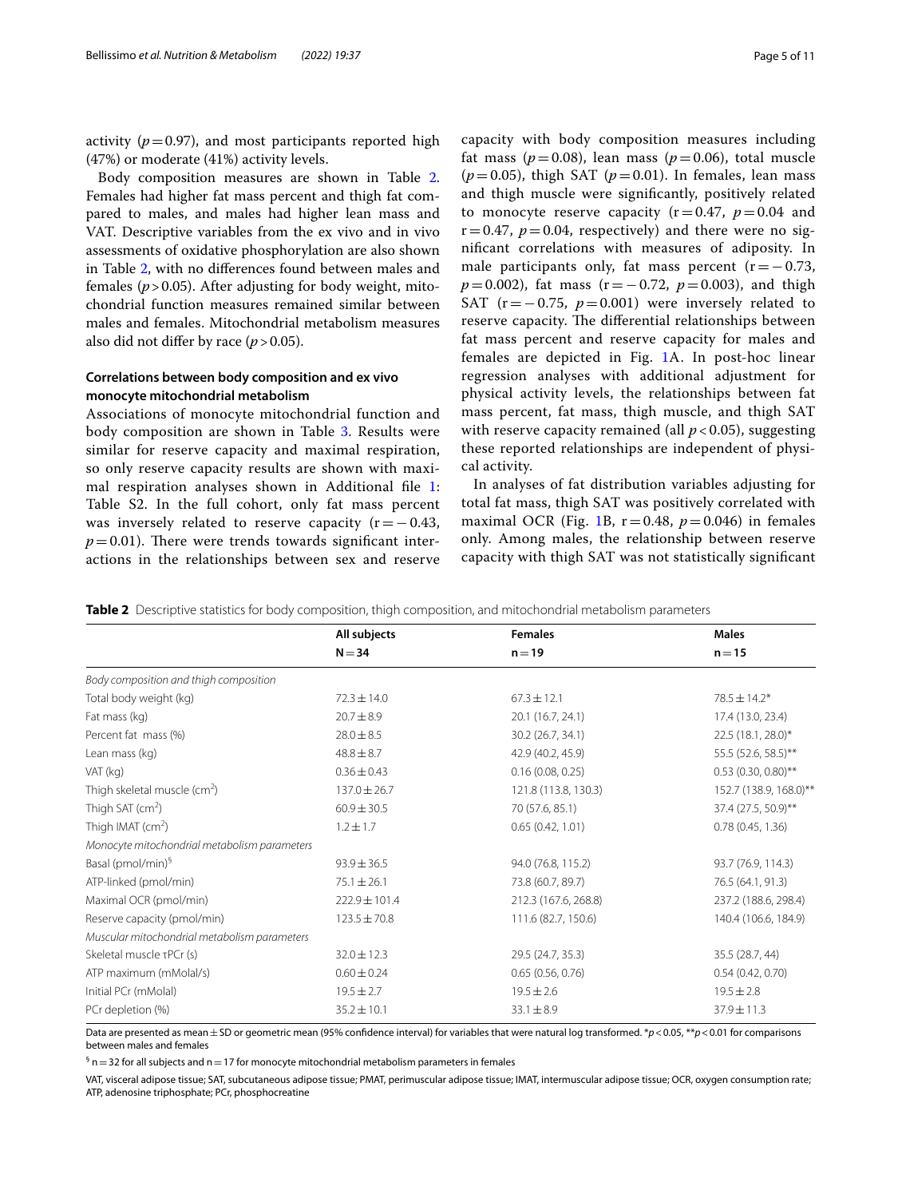activity ($p = 0.97$), and most participants reported high (47%) or moderate (41%) activity levels.

Body composition measures are shown in Table 2. Females had higher fat mass percent and thigh fat compared to males, and males had higher lean mass and VAT. Descriptive variables from the ex vivo and in vivo assessments of oxidative phosphorylation are also shown in Table 2, with no differences found between males and females ($p > 0.05$). After adjusting for body weight, mitochondrial function measures remained similar between males and females. Mitochondrial metabolism measures also did not differ by race ($p > 0.05$).

### Correlations between body composition and ex vivo monocyte mitochondrial metabolism

Associations of monocyte mitochondrial function and body composition are shown in Table 3. Results were similar for reserve capacity and maximal respiration, so only reserve capacity results are shown with maximal respiration analyses shown in Additional file 1: Table S2. In the full cohort, only fat mass percent was inversely related to reserve capacity ($r = -0.43$, $p = 0.01$). There were trends towards significant interactions in the relationships between sex and reserve capacity with body composition measures including fat mass ($p = 0.08$), lean mass ($p = 0.06$), total muscle ($p = 0.05$), thigh SAT ($p = 0.01$). In females, lean mass and thigh muscle were significantly, positively related to monocyte reserve capacity ($r = 0.47$, $p = 0.04$ and $r = 0.47$, $p = 0.04$, respectively) and there were no significant correlations with measures of adiposity. In male participants only, fat mass percent ($r = -0.73$, $p = 0.002$), fat mass ($r = -0.72$, $p = 0.003$), and thigh SAT ($r = -0.75$, $p = 0.001$) were inversely related to reserve capacity. The differential relationships between fat mass percent and reserve capacity for males and females are depicted in Fig. 1A. In post-hoc linear regression analyses with additional adjustment for physical activity levels, the relationships between fat mass percent, fat mass, thigh muscle, and thigh SAT with reserve capacity remained (all $p < 0.05$), suggesting these reported relationships are independent of physical activity.

In analyses of fat distribution variables adjusting for total fat mass, thigh SAT was positively correlated with maximal OCR (Fig. 1B, $r = 0.48$, $p = 0.046$) in females only. Among males, the relationship between reserve capacity with thigh SAT was not statistically significant

**Table 2** Descriptive statistics for body composition, thigh composition, and mitochondrial metabolism parameters

| | All subjects N = 34 | Females n = 19 | Males n = 15 |
|---|---|---|---|
| *Body composition and thigh composition* | | | |
| Total body weight (kg) | 72.3 ± 14.0 | 67.3 ± 12.1 | 78.5 ± 14.2* |
| Fat mass (kg) | 20.7 ± 8.9 | 20.1 (16.7, 24.1) | 17.4 (13.0, 23.4) |
| Percent fat mass (%) | 28.0 ± 8.5 | 30.2 (26.7, 34.1) | 22.5 (18.1, 28.0)* |
| Lean mass (kg) | 48.8 ± 8.7 | 42.9 (40.2, 45.9) | 55.5 (52.6, 58.5)** |
| VAT (kg) | 0.36 ± 0.43 | 0.16 (0.08, 0.25) | 0.53 (0.30, 0.80)** |
| Thigh skeletal muscle ($cm^2$) | 137.0 ± 26.7 | 121.8 (113.8, 130.3) | 152.7 (138.9, 168.0)** |
| Thigh SAT ($cm^2$) | 60.9 ± 30.5 | 70 (57.6, 85.1) | 37.4 (27.5, 50.9)** |
| Thigh IMAT ($cm^2$) | 1.2 ± 1.7 | 0.65 (0.42, 1.01) | 0.78 (0.45, 1.36) |
| *Monocyte mitochondrial metabolism parameters* | | | |
| Basal (pmol/min)[§] | 93.9 ± 36.5 | 94.0 (76.8, 115.2) | 93.7 (76.9, 114.3) |
| ATP-linked (pmol/min) | 75.1 ± 26.1 | 73.8 (60.7, 89.7) | 76.5 (64.1, 91.3) |
| Maximal OCR (pmol/min) | 222.9 ± 101.4 | 212.3 (167.6, 268.8) | 237.2 (188.6, 298.4) |
| Reserve capacity (pmol/min) | 123.5 ± 70.8 | 111.6 (82.7, 150.6) | 140.4 (106.6, 184.9) |
| *Muscular mitochondrial metabolism parameters* | | | |
| Skeletal muscle τPCr (s) | 32.0 ± 12.3 | 29.5 (24.7, 35.3) | 35.5 (28.7, 44) |
| ATP maximum (mMolal/s) | 0.60 ± 0.24 | 0.65 (0.56, 0.76) | 0.54 (0.42, 0.70) |
| Initial PCr (mMolal) | 19.5 ± 2.7 | 19.5 ± 2.6 | 19.5 ± 2.8 |
| PCr depletion (%) | 35.2 ± 10.1 | 33.1 ± 8.9 | 37.9 ± 11.3 |

Data are presented as mean ± SD or geometric mean (95% confidence interval) for variables that were natural log transformed. *$p < 0.05$, **$p < 0.01$ for comparisons between males and females

[§] n = 32 for all subjects and n = 17 for monocyte mitochondrial metabolism parameters in females

VAT, visceral adipose tissue; SAT, subcutaneous adipose tissue; PMAT, perimuscular adipose tissue; IMAT, intermuscular adipose tissue; OCR, oxygen consumption rate; ATP, adenosine triphosphate; PCr, phosphocreatine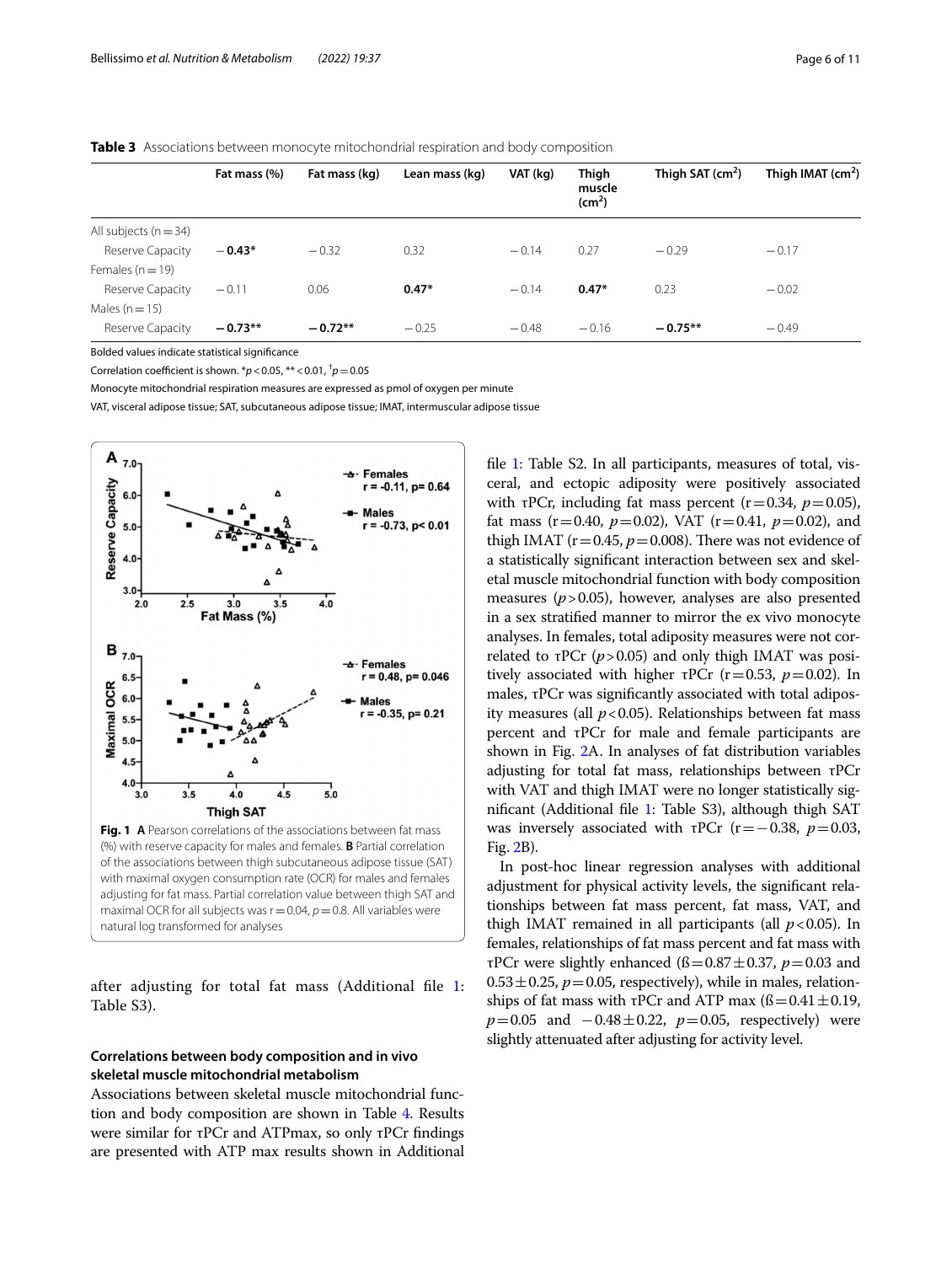**Table 3** Associations between monocyte mitochondrial respiration and body composition

| | Fat mass (%) | Fat mass (kg) | Lean mass (kg) | VAT (kg) | Thigh muscle ($cm^2$) | Thigh SAT ($cm^2$) | Thigh IMAT ($cm^2$) |
|---|---|---|---|---|---|---|---|
| All subjects (n = 34) | | | | | | | |
| Reserve Capacity | **−0.43*** | −0.32 | 0.32 | −0.14 | 0.27 | −0.29 | −0.17 |
| Females (n = 19) | | | | | | | |
| Reserve Capacity | −0.11 | 0.06 | **0.47*** | −0.14 | **0.47*** | 0.23 | −0.02 |
| Males (n = 15) | | | | | | | |
| Reserve Capacity | **−0.73**** | **−0.72**** | −0.25 | −0.48 | −0.16 | **−0.75**** | −0.49 |

Bolded values indicate statistical significance

Correlation coefficient is shown. *$p < 0.05$, ** < 0.01, †$p = 0.05$

Monocyte mitochondrial respiration measures are expressed as pmol of oxygen per minute

VAT, visceral adipose tissue; SAT, subcutaneous adipose tissue; IMAT, intermuscular adipose tissue

**Fig. 1** **A** Pearson correlations of the associations between fat mass (%) with reserve capacity for males and females. **B** Partial correlation of the associations between thigh subcutaneous adipose tissue (SAT) with maximal oxygen consumption rate (OCR) for males and females adjusting for fat mass. Partial correlation value between thigh SAT and maximal OCR for all subjects was r = 0.04, $p = 0.8$. All variables were natural log transformed for analyses

after adjusting for total fat mass (Additional file 1: Table S3).

### Correlations between body composition and in vivo skeletal muscle mitochondrial metabolism

Associations between skeletal muscle mitochondrial function and body composition are shown in Table 4. Results were similar for τPCr and ATPmax, so only τPCr findings are presented with ATP max results shown in Additional file 1: Table S2. In all participants, measures of total, visceral, and ectopic adiposity were positively associated with τPCr, including fat mass percent (r = 0.34, $p = 0.05$), fat mass (r = 0.40, $p = 0.02$), VAT (r = 0.41, $p = 0.02$), and thigh IMAT (r = 0.45, $p = 0.008$). There was not evidence of a statistically significant interaction between sex and skeletal muscle mitochondrial function with body composition measures ($p > 0.05$), however, analyses are also presented in a sex stratified manner to mirror the ex vivo monocyte analyses. In females, total adiposity measures were not correlated to τPCr ($p > 0.05$) and only thigh IMAT was positively associated with higher τPCr (r = 0.53, $p = 0.02$). In males, τPCr was significantly associated with total adiposity measures (all $p < 0.05$). Relationships between fat mass percent and τPCr for male and female participants are shown in Fig. 2A. In analyses of fat distribution variables adjusting for total fat mass, relationships between τPCr with VAT and thigh IMAT were no longer statistically significant (Additional file 1: Table S3), although thigh SAT was inversely associated with τPCr (r = −0.38, $p = 0.03$, Fig. 2B).

In post-hoc linear regression analyses with additional adjustment for physical activity levels, the significant relationships between fat mass percent, fat mass, VAT, and thigh IMAT remained in all participants (all $p < 0.05$). In females, relationships of fat mass percent and fat mass with τPCr were slightly enhanced (ß = 0.87 ± 0.37, $p = 0.03$ and 0.53 ± 0.25, $p = 0.05$, respectively), while in males, relationships of fat mass with τPCr and ATP max (ß = 0.41 ± 0.19, $p = 0.05$ and −0.48 ± 0.22, $p = 0.05$, respectively) were slightly attenuated after adjusting for activity level.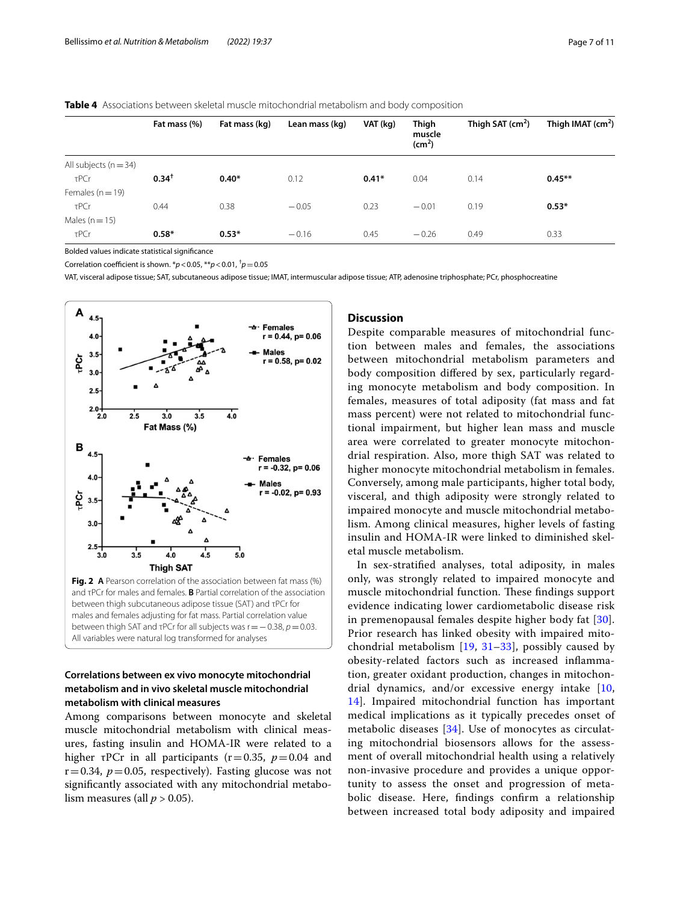**Table 4** Associations between skeletal muscle mitochondrial metabolism and body composition

| | Fat mass (%) | Fat mass (kg) | Lean mass (kg) | VAT (kg) | Thigh muscle ($cm^2$) | Thigh SAT ($cm^2$) | Thigh IMAT ($cm^2$) |
|---|---|---|---|---|---|---|---|
| All subjects (n = 34) | | | | | | | |
| τPCr | **0.34**[†] | **0.40***| 0.12 | **0.41*** | 0.04 | 0.14 | **0.45**** |
| Females (n = 19) | | | | | | | |
| τPCr | 0.44 | 0.38 | −0.05 | 0.23 | −0.01 | 0.19 | **0.53*** |
| Males (n = 15) | | | | | | | |
| τPCr | **0.58*** | **0.53*** | −0.16 | 0.45 | −0.26 | 0.49 | 0.33 |

Bolded values indicate statistical significance

Correlation coefficient is shown. *$p < 0.05$, **$p < 0.01$, [†]$p = 0.05$

VAT, visceral adipose tissue; SAT, subcutaneous adipose tissue; IMAT, intermuscular adipose tissue; ATP, adenosine triphosphate; PCr, phosphocreatine

**Fig. 2** **A** Pearson correlation of the association between fat mass (%) and τPCr for males and females. **B** Partial correlation of the association between thigh subcutaneous adipose tissue (SAT) and τPCr for males and females adjusting for fat mass. Partial correlation value between thigh SAT and τPCr for all subjects was r = −0.38, $p = 0.03$. All variables were natural log transformed for analyses

### Correlations between ex vivo monocyte mitochondrial metabolism and in vivo skeletal muscle mitochondrial metabolism with clinical measures

Among comparisons between monocyte and skeletal muscle mitochondrial metabolism with clinical measures, fasting insulin and HOMA-IR were related to a higher τPCr in all participants (r = 0.35, $p = 0.04$ and r = 0.34, $p = 0.05$, respectively). Fasting glucose was not significantly associated with any mitochondrial metabolism measures (all $p > 0.05$).

## Discussion

Despite comparable measures of mitochondrial function between males and females, the associations between mitochondrial metabolism parameters and body composition differed by sex, particularly regarding monocyte metabolism and body composition. In females, measures of total adiposity (fat mass and fat mass percent) were not related to mitochondrial functional impairment, but higher lean mass and muscle area were correlated to greater monocyte mitochondrial respiration. Also, more thigh SAT was related to higher monocyte mitochondrial metabolism in females. Conversely, among male participants, higher total body, visceral, and thigh adiposity were strongly related to impaired monocyte and muscle mitochondrial metabolism. Among clinical measures, higher levels of fasting insulin and HOMA-IR were linked to diminished skeletal muscle metabolism.

In sex-stratified analyses, total adiposity, in males only, was strongly related to impaired monocyte and muscle mitochondrial function. These findings support evidence indicating lower cardiometabolic disease risk in premenopausal females despite higher body fat [30]. Prior research has linked obesity with impaired mitochondrial metabolism [19, 31–33], possibly caused by obesity-related factors such as increased inflammation, greater oxidant production, changes in mitochondrial dynamics, and/or excessive energy intake [10, 14]. Impaired mitochondrial function has important medical implications as it typically precedes onset of metabolic diseases [34]. Use of monocytes as circulating mitochondrial biosensors allows for the assessment of overall mitochondrial health using a relatively non-invasive procedure and provides a unique opportunity to assess the onset and progression of metabolic disease. Here, findings confirm a relationship between increased total body adiposity and impaired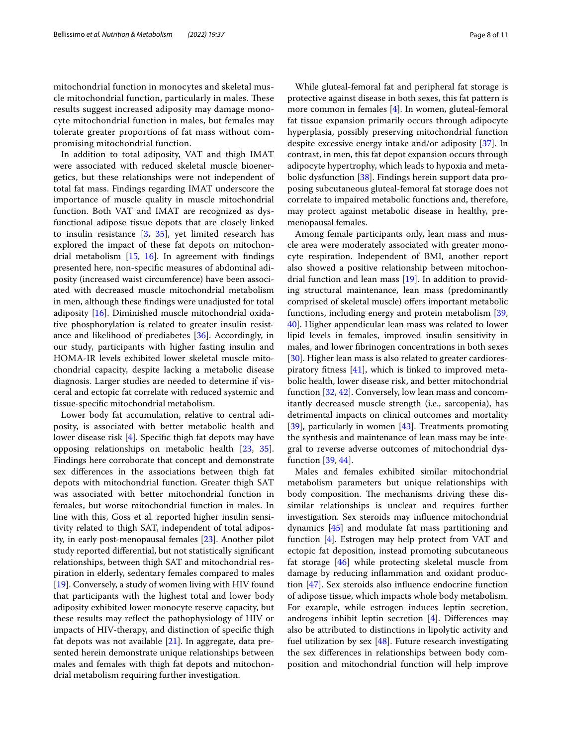mitochondrial function in monocytes and skeletal muscle mitochondrial function, particularly in males. These results suggest increased adiposity may damage monocyte mitochondrial function in males, but females may tolerate greater proportions of fat mass without compromising mitochondrial function.

In addition to total adiposity, VAT and thigh IMAT were associated with reduced skeletal muscle bioenergetics, but these relationships were not independent of total fat mass. Findings regarding IMAT underscore the importance of muscle quality in muscle mitochondrial function. Both VAT and IMAT are recognized as dysfunctional adipose tissue depots that are closely linked to insulin resistance [3, 35], yet limited research has explored the impact of these fat depots on mitochondrial metabolism [15, 16]. In agreement with findings presented here, non-specific measures of abdominal adiposity (increased waist circumference) have been associated with decreased muscle mitochondrial metabolism in men, although these findings were unadjusted for total adiposity [16]. Diminished muscle mitochondrial oxidative phosphorylation is related to greater insulin resistance and likelihood of prediabetes [36]. Accordingly, in our study, participants with higher fasting insulin and HOMA-IR levels exhibited lower skeletal muscle mitochondrial capacity, despite lacking a metabolic disease diagnosis. Larger studies are needed to determine if visceral and ectopic fat correlate with reduced systemic and tissue-specific mitochondrial metabolism.

Lower body fat accumulation, relative to central adiposity, is associated with better metabolic health and lower disease risk [4]. Specific thigh fat depots may have opposing relationships on metabolic health [23, 35]. Findings here corroborate that concept and demonstrate sex differences in the associations between thigh fat depots with mitochondrial function. Greater thigh SAT was associated with better mitochondrial function in females, but worse mitochondrial function in males. In line with this, Goss et al. reported higher insulin sensitivity related to thigh SAT, independent of total adiposity, in early post-menopausal females [23]. Another pilot study reported differential, but not statistically significant relationships, between thigh SAT and mitochondrial respiration in elderly, sedentary females compared to males [19]. Conversely, a study of women living with HIV found that participants with the highest total and lower body adiposity exhibited lower monocyte reserve capacity, but these results may reflect the pathophysiology of HIV or impacts of HIV-therapy, and distinction of specific thigh fat depots was not available [21]. In aggregate, data presented herein demonstrate unique relationships between males and females with thigh fat depots and mitochondrial metabolism requiring further investigation.

While gluteal-femoral fat and peripheral fat storage is protective against disease in both sexes, this fat pattern is more common in females [4]. In women, gluteal-femoral fat tissue expansion primarily occurs through adipocyte hyperplasia, possibly preserving mitochondrial function despite excessive energy intake and/or adiposity [37]. In contrast, in men, this fat depot expansion occurs through adipocyte hypertrophy, which leads to hypoxia and metabolic dysfunction [38]. Findings herein support data proposing subcutaneous gluteal-femoral fat storage does not correlate to impaired metabolic functions and, therefore, may protect against metabolic disease in healthy, premenopausal females.

Among female participants only, lean mass and muscle area were moderately associated with greater monocyte respiration. Independent of BMI, another report also showed a positive relationship between mitochondrial function and lean mass [19]. In addition to providing structural maintenance, lean mass (predominantly comprised of skeletal muscle) offers important metabolic functions, including energy and protein metabolism [39, 40]. Higher appendicular lean mass was related to lower lipid levels in females, improved insulin sensitivity in males, and lower fibrinogen concentrations in both sexes [30]. Higher lean mass is also related to greater cardiorespiratory fitness [41], which is linked to improved metabolic health, lower disease risk, and better mitochondrial function [32, 42]. Conversely, low lean mass and concomitantly decreased muscle strength (i.e., sarcopenia), has detrimental impacts on clinical outcomes and mortality [39], particularly in women [43]. Treatments promoting the synthesis and maintenance of lean mass may be integral to reverse adverse outcomes of mitochondrial dysfunction [39, 44].

Males and females exhibited similar mitochondrial metabolism parameters but unique relationships with body composition. The mechanisms driving these dissimilar relationships is unclear and requires further investigation. Sex steroids may influence mitochondrial dynamics [45] and modulate fat mass partitioning and function [4]. Estrogen may help protect from VAT and ectopic fat deposition, instead promoting subcutaneous fat storage [46] while protecting skeletal muscle from damage by reducing inflammation and oxidant production [47]. Sex steroids also influence endocrine function of adipose tissue, which impacts whole body metabolism. For example, while estrogen induces leptin secretion, androgens inhibit leptin secretion [4]. Differences may also be attributed to distinctions in lipolytic activity and fuel utilization by sex [48]. Future research investigating the sex differences in relationships between body composition and mitochondrial function will help improve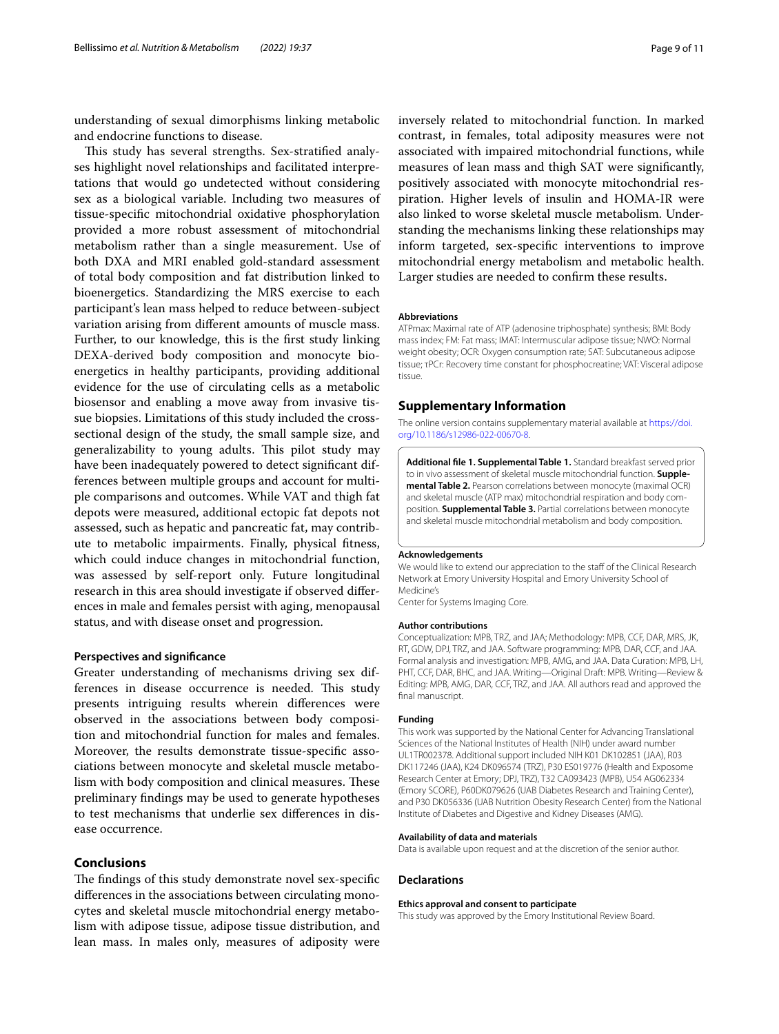understanding of sexual dimorphisms linking metabolic and endocrine functions to disease.

This study has several strengths. Sex-stratified analyses highlight novel relationships and facilitated interpretations that would go undetected without considering sex as a biological variable. Including two measures of tissue-specific mitochondrial oxidative phosphorylation provided a more robust assessment of mitochondrial metabolism rather than a single measurement. Use of both DXA and MRI enabled gold-standard assessment of total body composition and fat distribution linked to bioenergetics. Standardizing the MRS exercise to each participant's lean mass helped to reduce between-subject variation arising from different amounts of muscle mass. Further, to our knowledge, this is the first study linking DEXA-derived body composition and monocyte bioenergetics in healthy participants, providing additional evidence for the use of circulating cells as a metabolic biosensor and enabling a move away from invasive tissue biopsies. Limitations of this study included the cross-sectional design of the study, the small sample size, and generalizability to young adults. This pilot study may have been inadequately powered to detect significant differences between multiple groups and account for multiple comparisons and outcomes. While VAT and thigh fat depots were measured, additional ectopic fat depots not assessed, such as hepatic and pancreatic fat, may contribute to metabolic impairments. Finally, physical fitness, which could induce changes in mitochondrial function, was assessed by self-report only. Future longitudinal research in this area should investigate if observed differences in male and females persist with aging, menopausal status, and with disease onset and progression.

### Perspectives and significance

Greater understanding of mechanisms driving sex differences in disease occurrence is needed. This study presents intriguing results wherein differences were observed in the associations between body composition and mitochondrial function for males and females. Moreover, the results demonstrate tissue-specific associations between monocyte and skeletal muscle metabolism with body composition and clinical measures. These preliminary findings may be used to generate hypotheses to test mechanisms that underlie sex differences in disease occurrence.

## Conclusions

The findings of this study demonstrate novel sex-specific differences in the associations between circulating monocytes and skeletal muscle mitochondrial energy metabolism with adipose tissue, adipose tissue distribution, and lean mass. In males only, measures of adiposity were inversely related to mitochondrial function. In marked contrast, in females, total adiposity measures were not associated with impaired mitochondrial functions, while measures of lean mass and thigh SAT were significantly, positively associated with monocyte mitochondrial respiration. Higher levels of insulin and HOMA-IR were also linked to worse skeletal muscle metabolism. Understanding the mechanisms linking these relationships may inform targeted, sex-specific interventions to improve mitochondrial energy metabolism and metabolic health. Larger studies are needed to confirm these results.

#### Abbreviations

ATPmax: Maximal rate of ATP (adenosine triphosphate) synthesis; BMI: Body mass index; FM: Fat mass; IMAT: Intermuscular adipose tissue; NWO: Normal weight obesity; OCR: Oxygen consumption rate; SAT: Subcutaneous adipose tissue; τPCr: Recovery time constant for phosphocreatine; VAT: Visceral adipose tissue.

## Supplementary Information

The online version contains supplementary material available at https://doi.org/10.1186/s12986-022-00670-8.

**Additional file 1. Supplemental Table 1.** Standard breakfast served prior to in vivo assessment of skeletal muscle mitochondrial function. **Supplemental Table 2.** Pearson correlations between monocyte (maximal OCR) and skeletal muscle (ATP max) mitochondrial respiration and body composition. **Supplemental Table 3.** Partial correlations between monocyte and skeletal muscle mitochondrial metabolism and body composition.

#### Acknowledgements

We would like to extend our appreciation to the staff of the Clinical Research Network at Emory University Hospital and Emory University School of Medicine's
Center for Systems Imaging Core.

#### Author contributions

Conceptualization: MPB, TRZ, and JAA; Methodology: MPB, CCF, DAR, MRS, JK, RT, GDW, DPJ, TRZ, and JAA. Software programming: MPB, DAR, CCF, and JAA. Formal analysis and investigation: MPB, AMG, and JAA. Data Curation: MPB, LH, PHT, CCF, DAR, BHC, and JAA. Writing—Original Draft: MPB. Writing—Review & Editing: MPB, AMG, DAR, CCF, TRZ, and JAA. All authors read and approved the final manuscript.

#### Funding

This work was supported by the National Center for Advancing Translational Sciences of the National Institutes of Health (NIH) under award number UL1TR002378. Additional support included NIH K01 DK102851 (JAA), R03 DK117246 (JAA), K24 DK096574 (TRZ), P30 ES019776 (Health and Exposome Research Center at Emory; DPJ, TRZ), T32 CA093423 (MPB), U54 AG062334 (Emory SCORE), P60DK079626 (UAB Diabetes Research and Training Center), and P30 DK056336 (UAB Nutrition Obesity Research Center) from the National Institute of Diabetes and Digestive and Kidney Diseases (AMG).

#### Availability of data and materials

Data is available upon request and at the discretion of the senior author.

### Declarations

#### Ethics approval and consent to participate

This study was approved by the Emory Institutional Review Board.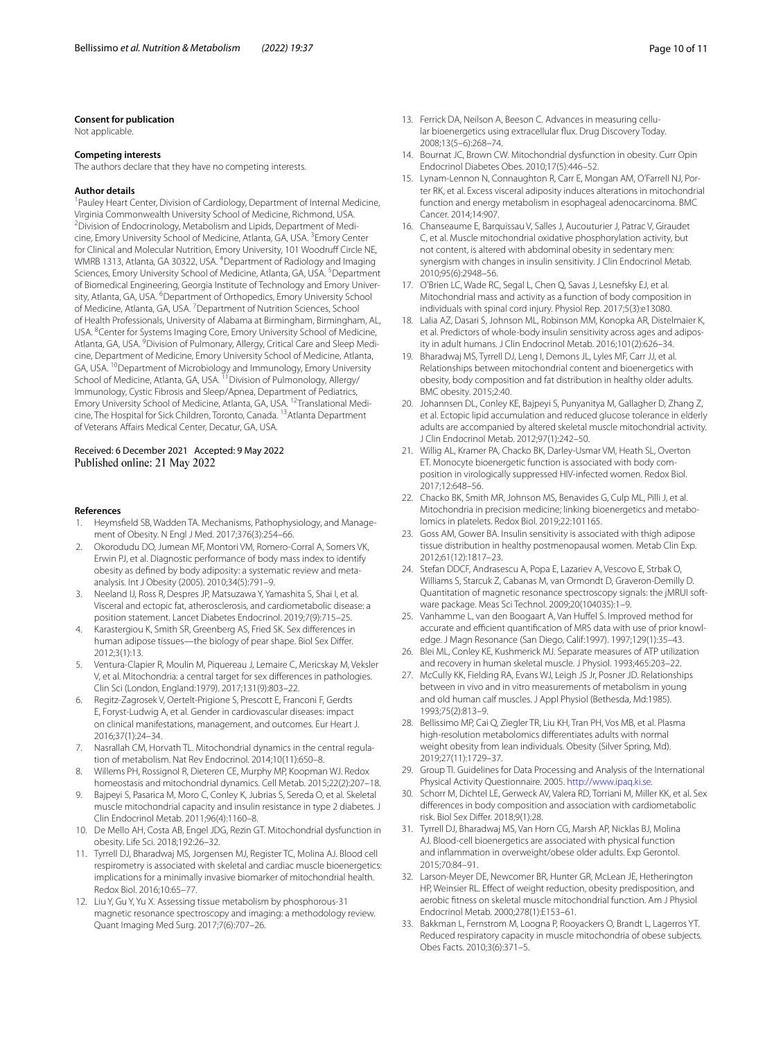### Consent for publication

Not applicable.

### Competing interests

The authors declare that they have no competing interests.

### Author details

[1]Pauley Heart Center, Division of Cardiology, Department of Internal Medicine, Virginia Commonwealth University School of Medicine, Richmond, USA. [2]Division of Endocrinology, Metabolism and Lipids, Department of Medicine, Emory University School of Medicine, Atlanta, GA, USA. [3]Emory Center for Clinical and Molecular Nutrition, Emory University, 101 Woodruff Circle NE, WMRB 1313, Atlanta, GA 30322, USA. [4]Department of Radiology and Imaging Sciences, Emory University School of Medicine, Atlanta, GA, USA. [5]Department of Biomedical Engineering, Georgia Institute of Technology and Emory University, Atlanta, GA, USA. [6]Department of Orthopedics, Emory University School of Medicine, Atlanta, GA, USA. [7]Department of Nutrition Sciences, School of Health Professionals, University of Alabama at Birmingham, Birmingham, AL, USA. [8]Center for Systems Imaging Core, Emory University School of Medicine, Atlanta, GA, USA. [9]Division of Pulmonary, Allergy, Critical Care and Sleep Medicine, Department of Medicine, Emory University School of Medicine, Atlanta, GA, USA. [10]Department of Microbiology and Immunology, Emory University School of Medicine, Atlanta, GA, USA. [11]Division of Pulmonology, Allergy/Immunology, Cystic Fibrosis and Sleep/Apnea, Department of Pediatrics, Emory University School of Medicine, Atlanta, GA, USA. [12]Translational Medicine, The Hospital for Sick Children, Toronto, Canada. [13]Atlanta Department of Veterans Affairs Medical Center, Decatur, GA, USA.

Received: 6 December 2021 Accepted: 9 May 2022
Published online: 21 May 2022

### References

1. Heymsfield SB, Wadden TA. Mechanisms, Pathophysiology, and Management of Obesity. N Engl J Med. 2017;376(3):254–66.
2. Okorodudu DO, Jumean MF, Montori VM, Romero-Corral A, Somers VK, Erwin PJ, et al. Diagnostic performance of body mass index to identify obesity as defined by body adiposity: a systematic review and meta-analysis. Int J Obesity (2005). 2010;34(5):791–9.
3. Neeland IJ, Ross R, Despres JP, Matsuzawa Y, Yamashita S, Shai I, et al. Visceral and ectopic fat, atherosclerosis, and cardiometabolic disease: a position statement. Lancet Diabetes Endocrinol. 2019;7(9):715–25.
4. Karastergiou K, Smith SR, Greenberg AS, Fried SK. Sex differences in human adipose tissues—the biology of pear shape. Biol Sex Differ. 2012;3(1):13.
5. Ventura-Clapier R, Moulin M, Piquereau J, Lemaire C, Mericskay M, Veksler V, et al. Mitochondria: a central target for sex differences in pathologies. Clin Sci (London, England:1979). 2017;131(9):803–22.
6. Regitz-Zagrosek V, Oertelt-Prigione S, Prescott E, Franconi F, Gerdts E, Foryst-Ludwig A, et al. Gender in cardiovascular diseases: impact on clinical manifestations, management, and outcomes. Eur Heart J. 2016;37(1):24–34.
7. Nasrallah CM, Horvath TL. Mitochondrial dynamics in the central regulation of metabolism. Nat Rev Endocrinol. 2014;10(11):650–8.
8. Willems PH, Rossignol R, Dieteren CE, Murphy MP, Koopman WJ. Redox homeostasis and mitochondrial dynamics. Cell Metab. 2015;22(2):207–18.
9. Bajpeyi S, Pasarica M, Moro C, Conley K, Jubrias S, Sereda O, et al. Skeletal muscle mitochondrial capacity and insulin resistance in type 2 diabetes. J Clin Endocrinol Metab. 2011;96(4):1160–8.
10. De Mello AH, Costa AB, Engel JDG, Rezin GT. Mitochondrial dysfunction in obesity. Life Sci. 2018;192:26–32.
11. Tyrrell DJ, Bharadwaj MS, Jorgensen MJ, Register TC, Molina AJ. Blood cell respirometry is associated with skeletal and cardiac muscle bioenergetics: implications for a minimally invasive biomarker of mitochondrial health. Redox Biol. 2016;10:65–77.
12. Liu Y, Gu Y, Yu X. Assessing tissue metabolism by phosphorous-31 magnetic resonance spectroscopy and imaging: a methodology review. Quant Imaging Med Surg. 2017;7(6):707–26.
13. Ferrick DA, Neilson A, Beeson C. Advances in measuring cellular bioenergetics using extracellular flux. Drug Discovery Today. 2008;13(5–6):268–74.
14. Bournat JC, Brown CW. Mitochondrial dysfunction in obesity. Curr Opin Endocrinol Diabetes Obes. 2010;17(5):446–52.
15. Lynam-Lennon N, Connaughton R, Carr E, Mongan AM, O'Farrell NJ, Porter RK, et al. Excess visceral adiposity induces alterations in mitochondrial function and energy metabolism in esophageal adenocarcinoma. BMC Cancer. 2014;14:907.
16. Chanseaume E, Barquissau V, Salles J, Aucouturier J, Patrac V, Giraudet C, et al. Muscle mitochondrial oxidative phosphorylation activity, but not content, is altered with abdominal obesity in sedentary men: synergism with changes in insulin sensitivity. J Clin Endocrinol Metab. 2010;95(6):2948–56.
17. O'Brien LC, Wade RC, Segal L, Chen Q, Savas J, Lesnefsky EJ, et al. Mitochondrial mass and activity as a function of body composition in individuals with spinal cord injury. Physiol Rep. 2017;5(3):e13080.
18. Lalia AZ, Dasari S, Johnson ML, Robinson MM, Konopka AR, Distelmaier K, et al. Predictors of whole-body insulin sensitivity across ages and adiposity in adult humans. J Clin Endocrinol Metab. 2016;101(2):626–34.
19. Bharadwaj MS, Tyrrell DJ, Leng I, Demons JL, Lyles MF, Carr JJ, et al. Relationships between mitochondrial content and bioenergetics with obesity, body composition and fat distribution in healthy older adults. BMC obesity. 2015;2:40.
20. Johannsen DL, Conley KE, Bajpeyi S, Punyanitya M, Gallagher D, Zhang Z, et al. Ectopic lipid accumulation and reduced glucose tolerance in elderly adults are accompanied by altered skeletal muscle mitochondrial activity. J Clin Endocrinol Metab. 2012;97(1):242–50.
21. Willig AL, Kramer PA, Chacko BK, Darley-Usmar VM, Heath SL, Overton ET. Monocyte bioenergetic function is associated with body composition in virologically suppressed HIV-infected women. Redox Biol. 2017;12:648–56.
22. Chacko BK, Smith MR, Johnson MS, Benavides G, Culp ML, Pilli J, et al. Mitochondria in precision medicine; linking bioenergetics and metabolomics in platelets. Redox Biol. 2019;22:101165.
23. Goss AM, Gower BA. Insulin sensitivity is associated with thigh adipose tissue distribution in healthy postmenopausal women. Metab Clin Exp. 2012;61(12):1817–23.
24. Stefan DDCF, Andrasescu A, Popa E, Lazariev A, Vescovo E, Strbak O, Williams S, Starcuk Z, Cabanas M, van Ormondt D, Graveron-Demilly D. Quantitation of magnetic resonance spectroscopy signals: the jMRUI software package. Meas Sci Technol. 2009;20(104035):1–9.
25. Vanhamme L, van den Boogaart A, Van Huffel S. Improved method for accurate and efficient quantification of MRS data with use of prior knowledge. J Magn Resonance (San Diego, Calif:1997). 1997;129(1):35–43.
26. Blei ML, Conley KE, Kushmerick MJ. Separate measures of ATP utilization and recovery in human skeletal muscle. J Physiol. 1993;465:203–22.
27. McCully KK, Fielding RA, Evans WJ, Leigh JS Jr, Posner JD. Relationships between in vivo and in vitro measurements of metabolism in young and old human calf muscles. J Appl Physiol (Bethesda, Md:1985). 1993;75(2):813–9.
28. Bellissimo MP, Cai Q, Ziegler TR, Liu KH, Tran PH, Vos MB, et al. Plasma high-resolution metabolomics differentiates adults with normal weight obesity from lean individuals. Obesity (Silver Spring, Md). 2019;27(11):1729–37.
29. Group TI. Guidelines for Data Processing and Analysis of the International Physical Activity Questionnaire. 2005. http://www.ipaq.ki.se.
30. Schorr M, Dichtel LE, Gerweck AV, Valera RD, Torriani M, Miller KK, et al. Sex differences in body composition and association with cardiometabolic risk. Biol Sex Differ. 2018;9(1):28.
31. Tyrrell DJ, Bharadwaj MS, Van Horn CG, Marsh AP, Nicklas BJ, Molina AJ. Blood-cell bioenergetics are associated with physical function and inflammation in overweight/obese older adults. Exp Gerontol. 2015;70:84–91.
32. Larson-Meyer DE, Newcomer BR, Hunter GR, McLean JE, Hetherington HP, Weinsier RL. Effect of weight reduction, obesity predisposition, and aerobic fitness on skeletal muscle mitochondrial function. Am J Physiol Endocrinol Metab. 2000;278(1):E153–61.
33. Bakkman L, Fernstrom M, Loogna P, Rooyackers O, Brandt L, Lagerros YT. Reduced respiratory capacity in muscle mitochondria of obese subjects. Obes Facts. 2010;3(6):371–5.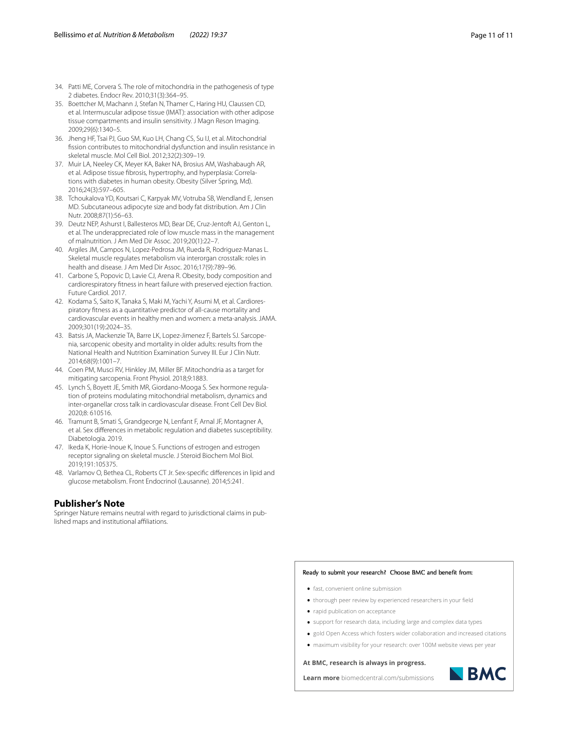34. Patti ME, Corvera S. The role of mitochondria in the pathogenesis of type 2 diabetes. Endocr Rev. 2010;31(3):364–95.
35. Boettcher M, Machann J, Stefan N, Thamer C, Haring HU, Claussen CD, et al. Intermuscular adipose tissue (IMAT): association with other adipose tissue compartments and insulin sensitivity. J Magn Reson Imaging. 2009;29(6):1340–5.
36. Jheng HF, Tsai PJ, Guo SM, Kuo LH, Chang CS, Su IJ, et al. Mitochondrial fission contributes to mitochondrial dysfunction and insulin resistance in skeletal muscle. Mol Cell Biol. 2012;32(2):309–19.
37. Muir LA, Neeley CK, Meyer KA, Baker NA, Brosius AM, Washabaugh AR, et al. Adipose tissue fibrosis, hypertrophy, and hyperplasia: Correlations with diabetes in human obesity. Obesity (Silver Spring, Md). 2016;24(3):597–605.
38. Tchoukalova YD, Koutsari C, Karpyak MV, Votruba SB, Wendland E, Jensen MD. Subcutaneous adipocyte size and body fat distribution. Am J Clin Nutr. 2008;87(1):56–63.
39. Deutz NEP, Ashurst I, Ballesteros MD, Bear DE, Cruz-Jentoft AJ, Genton L, et al. The underappreciated role of low muscle mass in the management of malnutrition. J Am Med Dir Assoc. 2019;20(1):22–7.
40. Argiles JM, Campos N, Lopez-Pedrosa JM, Rueda R, Rodriguez-Manas L. Skeletal muscle regulates metabolism via interorgan crosstalk: roles in health and disease. J Am Med Dir Assoc. 2016;17(9):789–96.
41. Carbone S, Popovic D, Lavie CJ, Arena R. Obesity, body composition and cardiorespiratory fitness in heart failure with preserved ejection fraction. Future Cardiol. 2017.
42. Kodama S, Saito K, Tanaka S, Maki M, Yachi Y, Asumi M, et al. Cardiorespiratory fitness as a quantitative predictor of all-cause mortality and cardiovascular events in healthy men and women: a meta-analysis. JAMA. 2009;301(19):2024–35.
43. Batsis JA, Mackenzie TA, Barre LK, Lopez-Jimenez F, Bartels SJ. Sarcopenia, sarcopenic obesity and mortality in older adults: results from the National Health and Nutrition Examination Survey III. Eur J Clin Nutr. 2014;68(9):1001–7.
44. Coen PM, Musci RV, Hinkley JM, Miller BF. Mitochondria as a target for mitigating sarcopenia. Front Physiol. 2018;9:1883.
45. Lynch S, Boyett JE, Smith MR, Giordano-Mooga S. Sex hormone regulation of proteins modulating mitochondrial metabolism, dynamics and inter-organellar cross talk in cardiovascular disease. Front Cell Dev Biol. 2020;8: 610516.
46. Tramunt B, Smati S, Grandgeorge N, Lenfant F, Arnal JF, Montagner A, et al. Sex differences in metabolic regulation and diabetes susceptibility. Diabetologia. 2019.
47. Ikeda K, Horie-Inoue K, Inoue S. Functions of estrogen and estrogen receptor signaling on skeletal muscle. J Steroid Biochem Mol Biol. 2019;191:105375.
48. Varlamov O, Bethea CL, Roberts CT Jr. Sex-specific differences in lipid and glucose metabolism. Front Endocrinol (Lausanne). 2014;5:241.

## Publisher's Note

Springer Nature remains neutral with regard to jurisdictional claims in published maps and institutional affiliations.

Ready to submit your research? Choose BMC and benefit from:

- fast, convenient online submission
- thorough peer review by experienced researchers in your field
- rapid publication on acceptance
- support for research data, including large and complex data types
- gold Open Access which fosters wider collaboration and increased citations
- maximum visibility for your research: over 100M website views per year

**At BMC, research is always in progress.**

**Learn more** biomedcentral.com/submissions

BMC